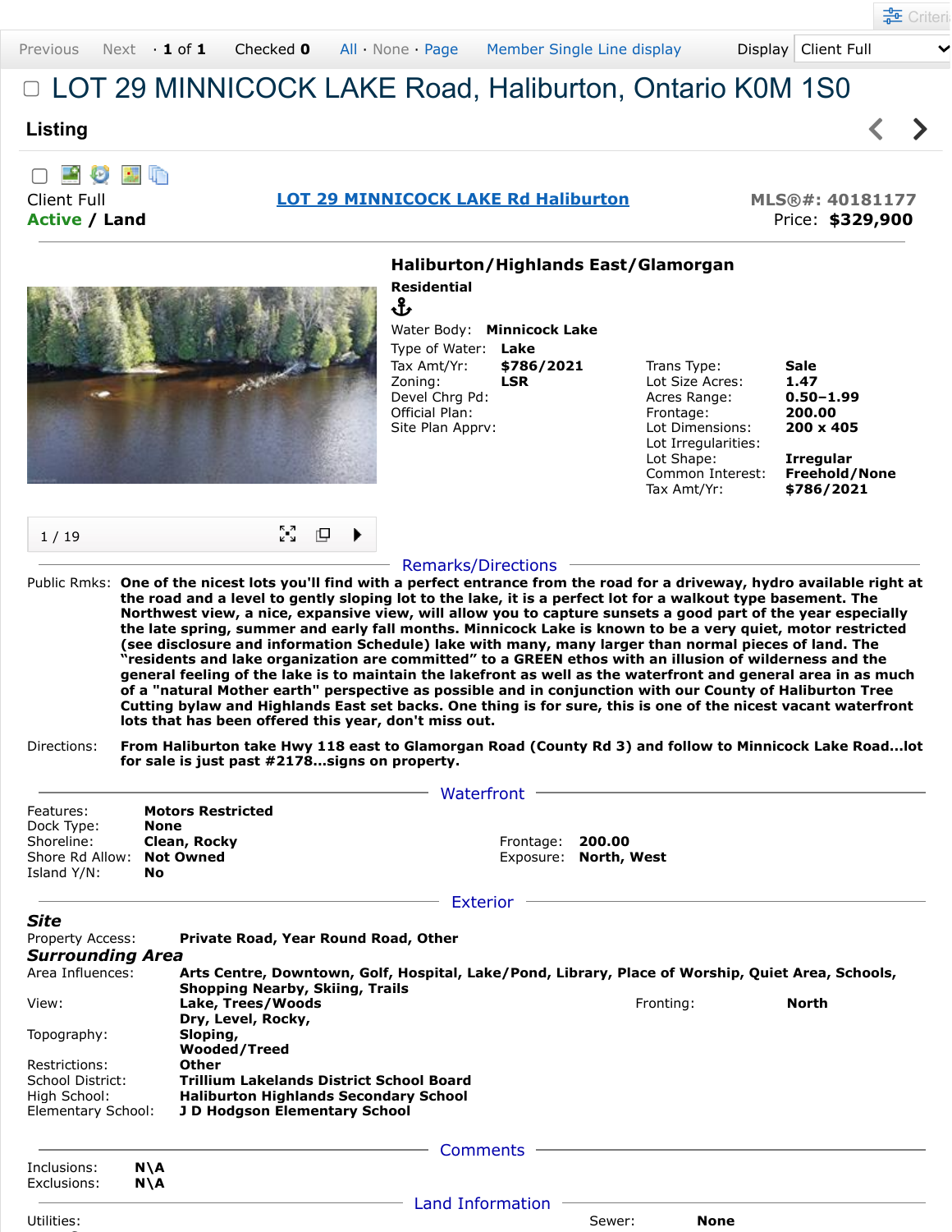Previous Next · 1 of 1 Checked 0 All · None · Page Member Single Line display Display Client Full

# LOT 29 MINNICOCK LAKE Road, Haliburton, Ontario K0M 1S0

## Listing

Client Full
**Active** / **Land**

**LOT 29 MINNICOCK LAKE Rd Haliburton**

**MLS®#: 40181177**
Price: **$329,900**

1 / 19

### Haliburton/Highlands East/Glamorgan

**Residential**

Water Body: **Minnicock Lake**
Type of Water: **Lake**

| | | | |
|---|---|---|---|
| Tax Amt/Yr: | **$786/2021** | Trans Type: | **Sale** |
| Zoning: | **LSR** | Lot Size Acres: | **1.47** |
| Devel Chrg Pd: | | Acres Range: | **0.50-1.99** |
| Official Plan: | | Frontage: | **200.00** |
| Site Plan Apprv: | | Lot Dimensions: | **200 x 405** |
| | | Lot Irregularities: | |
| | | Lot Shape: | **Irregular** |
| | | Common Interest: | **Freehold/None** |
| | | Tax Amt/Yr: | **$786/2021** |

## Remarks/Directions

Public Rmks: **One of the nicest lots you'll find with a perfect entrance from the road for a driveway, hydro available right at the road and a level to gently sloping lot to the lake, it is a perfect lot for a walkout type basement. The Northwest view, a nice, expansive view, will allow you to capture sunsets a good part of the year especially the late spring, summer and early fall months. Minnicock Lake is known to be a very quiet, motor restricted (see disclosure and information Schedule) lake with many, many larger than normal pieces of land. The "residents and lake organization are committed" to a GREEN ethos with an illusion of wilderness and the general feeling of the lake is to maintain the lakefront as well as the waterfront and general area in as much of a "natural Mother earth" perspective as possible and in conjunction with our County of Haliburton Tree Cutting bylaw and Highlands East set backs. One thing is for sure, this is one of the nicest vacant waterfront lots that has been offered this year, don't miss out.**

Directions: **From Haliburton take Hwy 118 east to Glamorgan Road (County Rd 3) and follow to Minnicock Lake Road...lot for sale is just past #2178...signs on property.**

## Waterfront

| | | | |
|---|---|---|---|
| Features: | **Motors Restricted** | | |
| Dock Type: | **None** | | |
| Shoreline: | **Clean, Rocky** | Frontage: | **200.00** |
| Shore Rd Allow: | **Not Owned** | Exposure: | **North, West** |
| Island Y/N: | **No** | | |

## Exterior

### *Site*

Property Access: **Private Road, Year Round Road, Other**

### *Surrounding Area*

Area Influences: **Arts Centre, Downtown, Golf, Hospital, Lake/Pond, Library, Place of Worship, Quiet Area, Schools, Shopping Nearby, Skiing, Trails**

View: **Lake, Trees/Woods** Fronting: **North**

Topography: **Dry, Level, Rocky, Sloping, Wooded/Treed**

Restrictions: **Other**
School District: **Trillium Lakelands District School Board**
High School: **Haliburton Highlands Secondary School**
Elementary School: **J D Hodgson Elementary School**

## Comments

Inclusions: **N\A**
Exclusions: **N\A**

## Land Information

Utilities: Sewer: **None**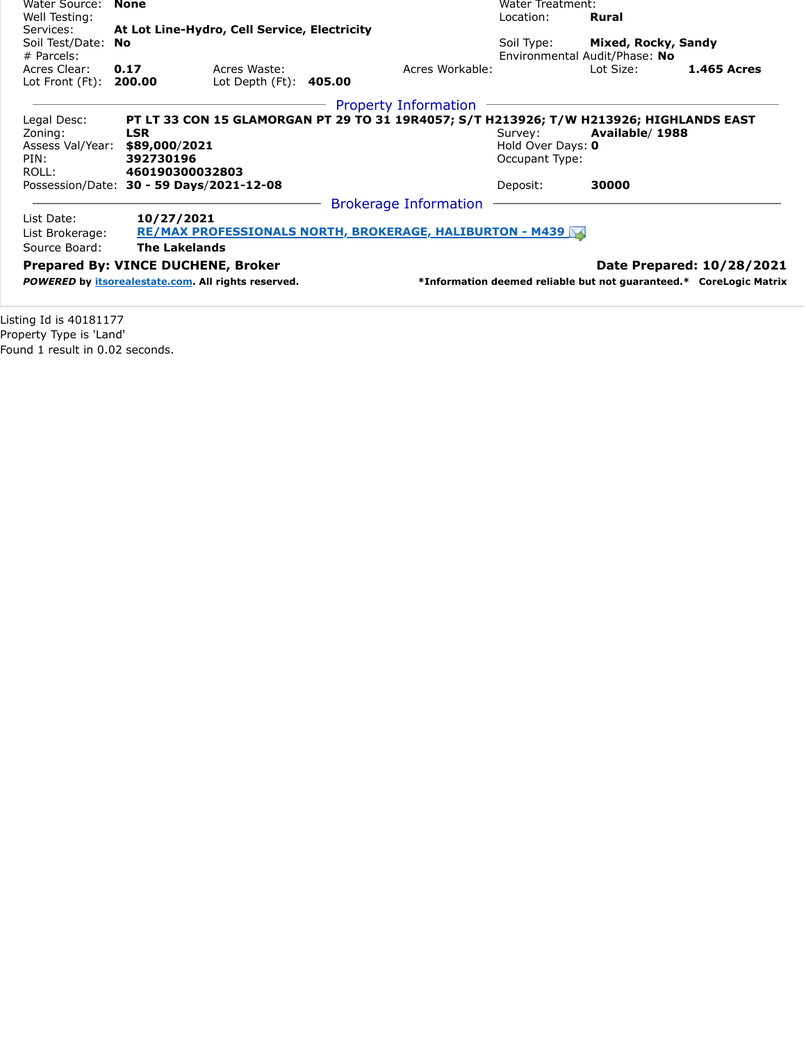Water Source: **None**
Well Testing:
Services: **At Lot Line-Hydro, Cell Service, Electricity**
Soil Test/Date: **No**
# Parcels:
Acres Clear: **0.17** Acres Waste: Acres Workable:
Lot Front (Ft): **200.00** Lot Depth (Ft): **405.00**

Water Treatment:
Location: **Rural**
Soil Type: **Mixed, Rocky, Sandy**
Environmental Audit/Phase: **No**
Lot Size: **1.465 Acres**

## Property Information

Legal Desc: **PT LT 33 CON 15 GLAMORGAN PT 29 TO 31 19R4057; S/T H213926; T/W H213926; HIGHLANDS EAST**
Zoning: **LSR**
Assess Val/Year: **$89,000/2021**
PIN: **392730196**
ROLL: **460190300032803**
Possession/Date: **30 - 59 Days/2021-12-08**

Survey: **Available/ 1988**
Hold Over Days: **0**
Occupant Type:
Deposit: **30000**

## Brokerage Information

List Date: **10/27/2021**
List Brokerage: **RE/MAX PROFESSIONALS NORTH, BROKERAGE, HALIBURTON - M439**
Source Board: **The Lakelands**

**Prepared By: VINCE DUCHENE, Broker**
**Date Prepared: 10/28/2021**

***POWERED* by itsorealestate.com. All rights reserved.** **\*Information deemed reliable but not guaranteed.\*** **CoreLogic Matrix**

Listing Id is 40181177
Property Type is 'Land'
Found 1 result in 0.02 seconds.